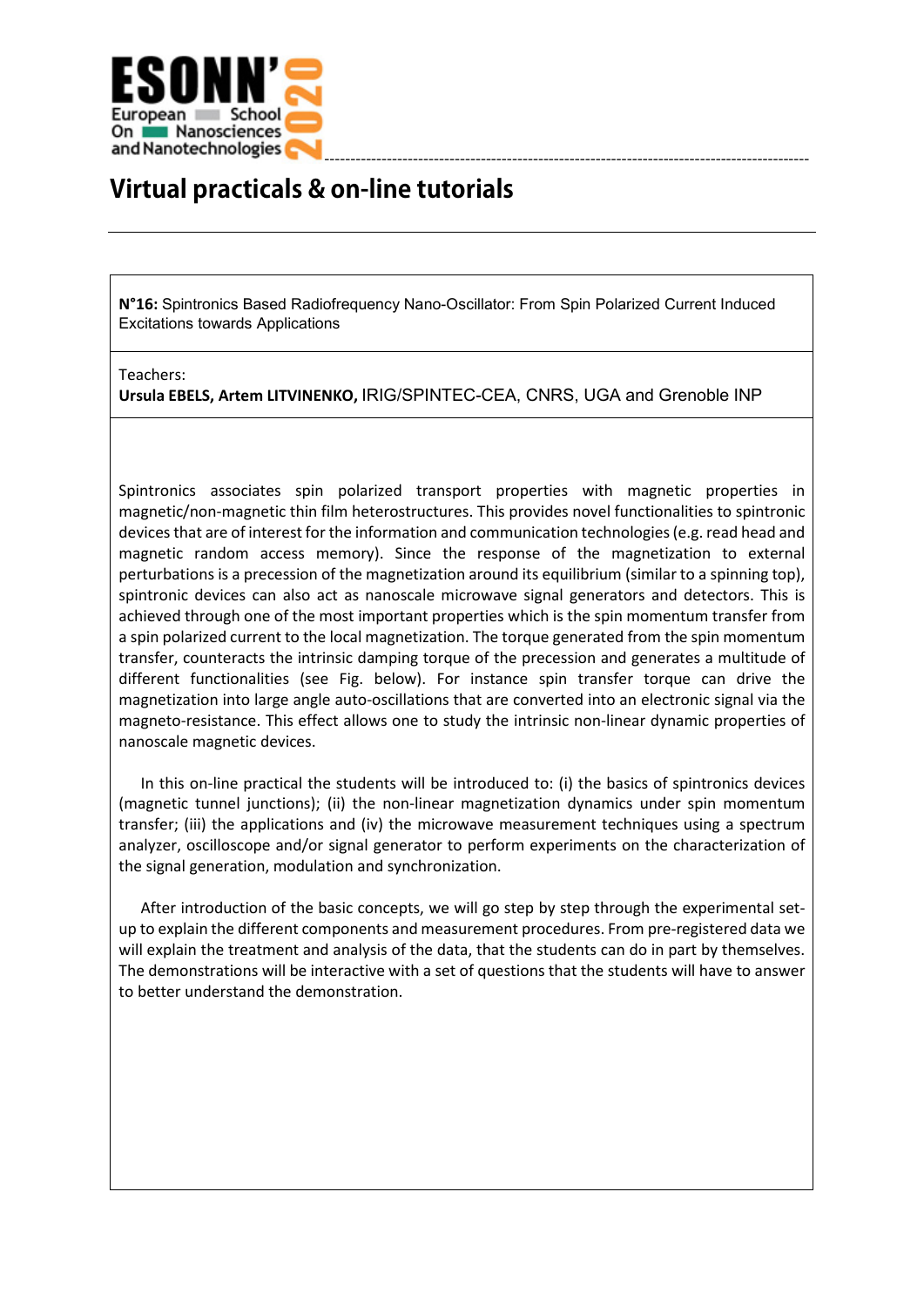ESONN'2020 European School On Nanosciences and Nanotechnologies

# Virtual practicals & on-line tutorials

**N°16:** Spintronics Based Radiofrequency Nano-Oscillator: From Spin Polarized Current Induced Excitations towards Applications

Teachers:
**Ursula EBELS, Artem LITVINENKO,** IRIG/SPINTEC-CEA, CNRS, UGA and Grenoble INP

Spintronics associates spin polarized transport properties with magnetic properties in magnetic/non-magnetic thin film heterostructures. This provides novel functionalities to spintronic devices that are of interest for the information and communication technologies (e.g. read head and magnetic random access memory). Since the response of the magnetization to external perturbations is a precession of the magnetization around its equilibrium (similar to a spinning top), spintronic devices can also act as nanoscale microwave signal generators and detectors. This is achieved through one of the most important properties which is the spin momentum transfer from a spin polarized current to the local magnetization. The torque generated from the spin momentum transfer, counteracts the intrinsic damping torque of the precession and generates a multitude of different functionalities (see Fig. below). For instance spin transfer torque can drive the magnetization into large angle auto-oscillations that are converted into an electronic signal via the magneto-resistance. This effect allows one to study the intrinsic non-linear dynamic properties of nanoscale magnetic devices.

In this on-line practical the students will be introduced to: (i) the basics of spintronics devices (magnetic tunnel junctions); (ii) the non-linear magnetization dynamics under spin momentum transfer; (iii) the applications and (iv) the microwave measurement techniques using a spectrum analyzer, oscilloscope and/or signal generator to perform experiments on the characterization of the signal generation, modulation and synchronization.

After introduction of the basic concepts, we will go step by step through the experimental set-up to explain the different components and measurement procedures. From pre-registered data we will explain the treatment and analysis of the data, that the students can do in part by themselves. The demonstrations will be interactive with a set of questions that the students will have to answer to better understand the demonstration.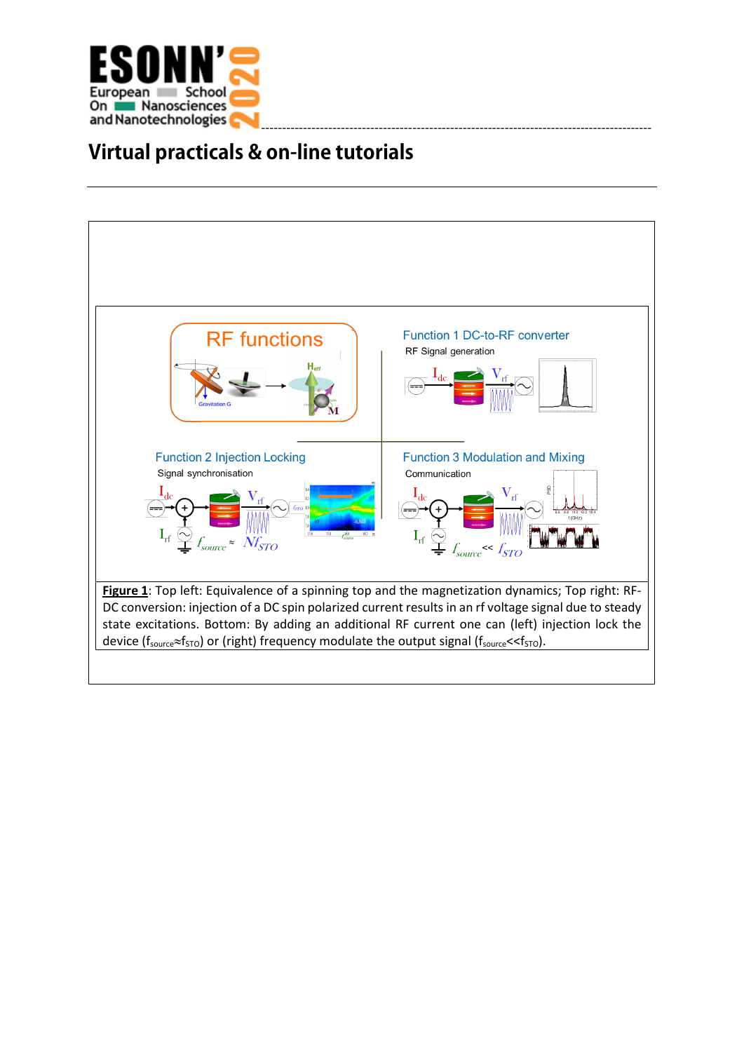# Virtual practicals & on-line tutorials

RF functions

Gravitation G

$H_{eff}$

M

Function 1 DC-to-RF converter

RF Signal generation

$I_{dc}$

$V_{rf}$

Function 2 Injection Locking

Signal synchronisation

$I_{dc}$

$V_{rf}$

$I_{rf}$

$f_{source} \approx Nf_{STO}$

Function 3 Modulation and Mixing

Communication

$I_{dc}$

$V_{rf}$

$I_{rf}$

$f_{source} << f_{STO}$

**Figure 1**: Top left: Equivalence of a spinning top and the magnetization dynamics; Top right: RF-DC conversion: injection of a DC spin polarized current results in an rf voltage signal due to steady state excitations. Bottom: By adding an additional RF current one can (left) injection lock the device ($f_{source} \approx f_{STO}$) or (right) frequency modulate the output signal ($f_{source} << f_{STO}$).